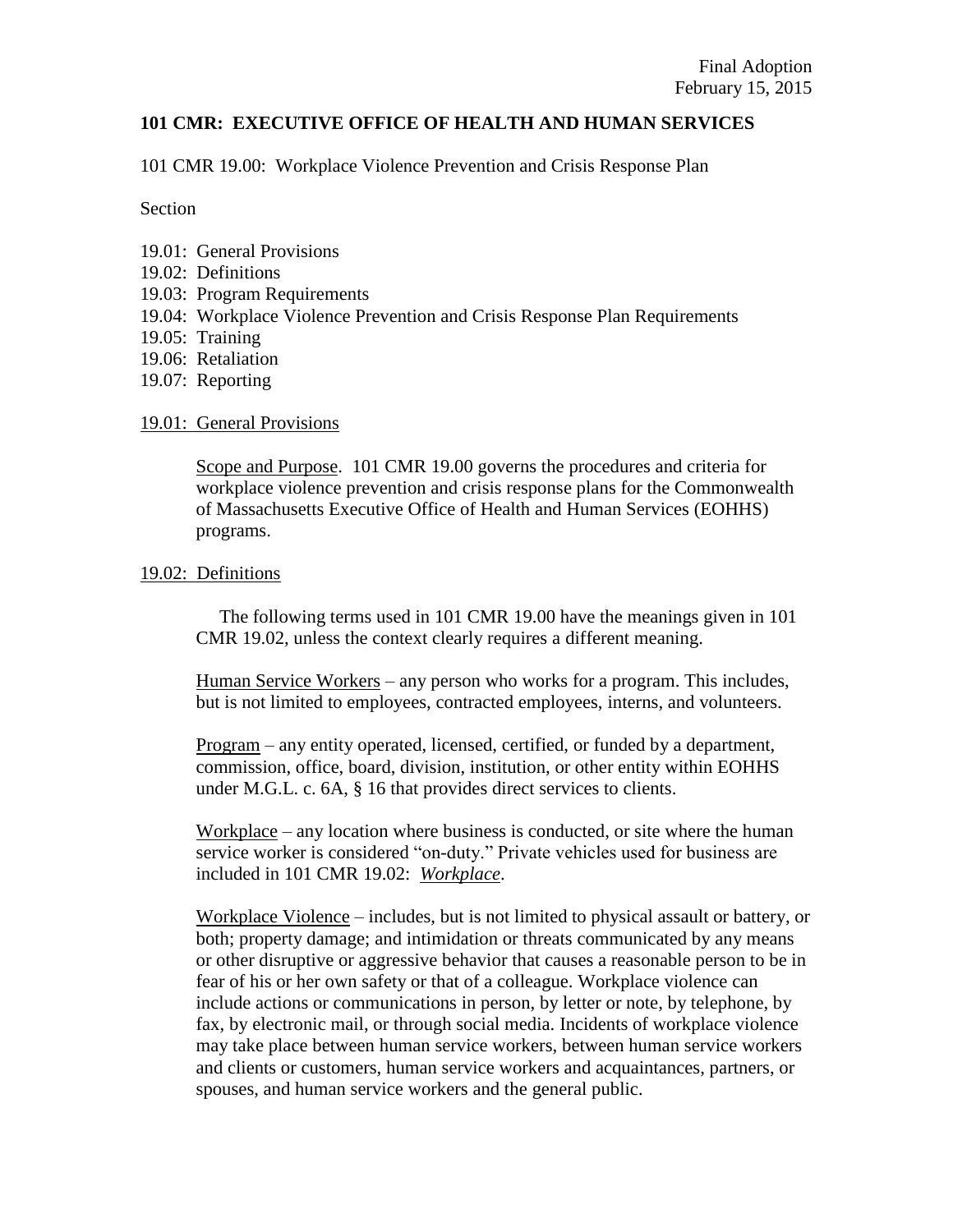Final Adoption
February 15, 2015

**101 CMR: EXECUTIVE OFFICE OF HEALTH AND HUMAN SERVICES**

101 CMR 19.00: Workplace Violence Prevention and Crisis Response Plan

Section

19.01: General Provisions
19.02: Definitions
19.03: Program Requirements
19.04: Workplace Violence Prevention and Crisis Response Plan Requirements
19.05: Training
19.06: Retaliation
19.07: Reporting

## 19.01: General Provisions

Scope and Purpose. 101 CMR 19.00 governs the procedures and criteria for workplace violence prevention and crisis response plans for the Commonwealth of Massachusetts Executive Office of Health and Human Services (EOHHS) programs.

## 19.02: Definitions

The following terms used in 101 CMR 19.00 have the meanings given in 101 CMR 19.02, unless the context clearly requires a different meaning.

Human Service Workers – any person who works for a program. This includes, but is not limited to employees, contracted employees, interns, and volunteers.

Program – any entity operated, licensed, certified, or funded by a department, commission, office, board, division, institution, or other entity within EOHHS under M.G.L. c. 6A, § 16 that provides direct services to clients.

Workplace – any location where business is conducted, or site where the human service worker is considered "on-duty." Private vehicles used for business are included in 101 CMR 19.02: *Workplace*.

Workplace Violence – includes, but is not limited to physical assault or battery, or both; property damage; and intimidation or threats communicated by any means or other disruptive or aggressive behavior that causes a reasonable person to be in fear of his or her own safety or that of a colleague. Workplace violence can include actions or communications in person, by letter or note, by telephone, by fax, by electronic mail, or through social media. Incidents of workplace violence may take place between human service workers, between human service workers and clients or customers, human service workers and acquaintances, partners, or spouses, and human service workers and the general public.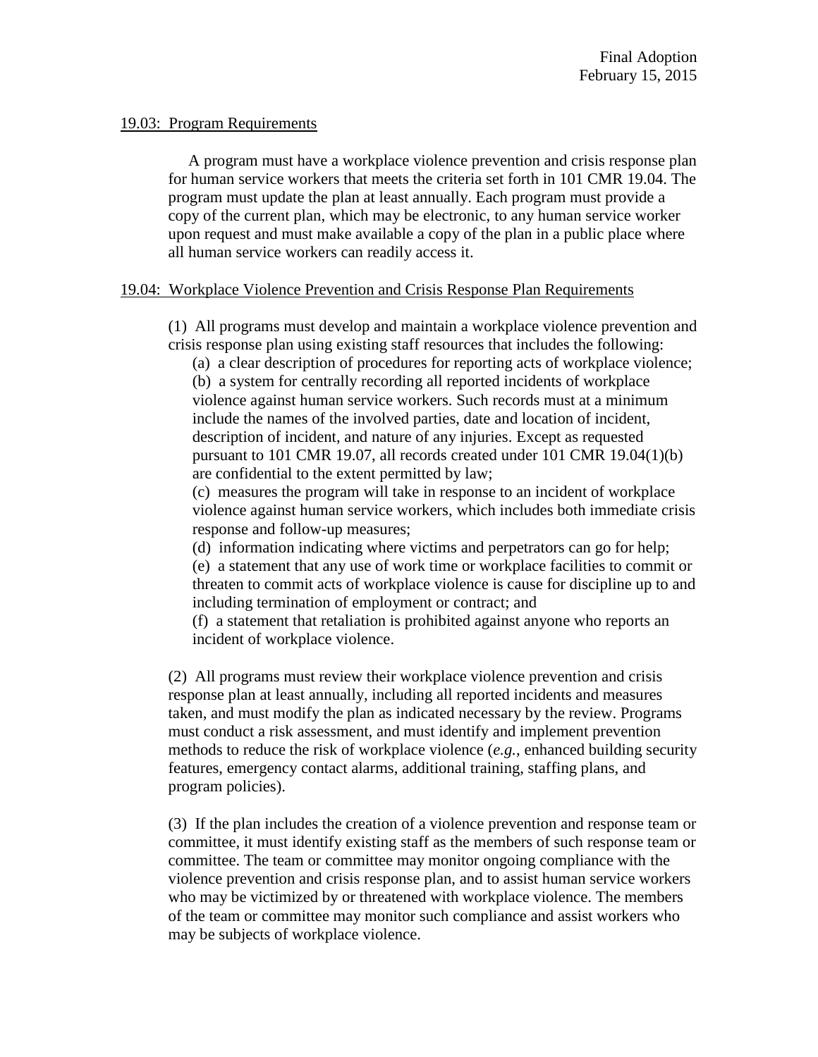## 19.03: Program Requirements

A program must have a workplace violence prevention and crisis response plan for human service workers that meets the criteria set forth in 101 CMR 19.04. The program must update the plan at least annually. Each program must provide a copy of the current plan, which may be electronic, to any human service worker upon request and must make available a copy of the plan in a public place where all human service workers can readily access it.

## 19.04: Workplace Violence Prevention and Crisis Response Plan Requirements

(1) All programs must develop and maintain a workplace violence prevention and crisis response plan using existing staff resources that includes the following:

(a) a clear description of procedures for reporting acts of workplace violence;

(b) a system for centrally recording all reported incidents of workplace violence against human service workers. Such records must at a minimum include the names of the involved parties, date and location of incident, description of incident, and nature of any injuries. Except as requested pursuant to 101 CMR 19.07, all records created under 101 CMR 19.04(1)(b) are confidential to the extent permitted by law;

(c) measures the program will take in response to an incident of workplace violence against human service workers, which includes both immediate crisis response and follow-up measures;

(d) information indicating where victims and perpetrators can go for help;

(e) a statement that any use of work time or workplace facilities to commit or threaten to commit acts of workplace violence is cause for discipline up to and including termination of employment or contract; and

(f) a statement that retaliation is prohibited against anyone who reports an incident of workplace violence.

(2) All programs must review their workplace violence prevention and crisis response plan at least annually, including all reported incidents and measures taken, and must modify the plan as indicated necessary by the review. Programs must conduct a risk assessment, and must identify and implement prevention methods to reduce the risk of workplace violence (*e.g.*, enhanced building security features, emergency contact alarms, additional training, staffing plans, and program policies).

(3) If the plan includes the creation of a violence prevention and response team or committee, it must identify existing staff as the members of such response team or committee. The team or committee may monitor ongoing compliance with the violence prevention and crisis response plan, and to assist human service workers who may be victimized by or threatened with workplace violence. The members of the team or committee may monitor such compliance and assist workers who may be subjects of workplace violence.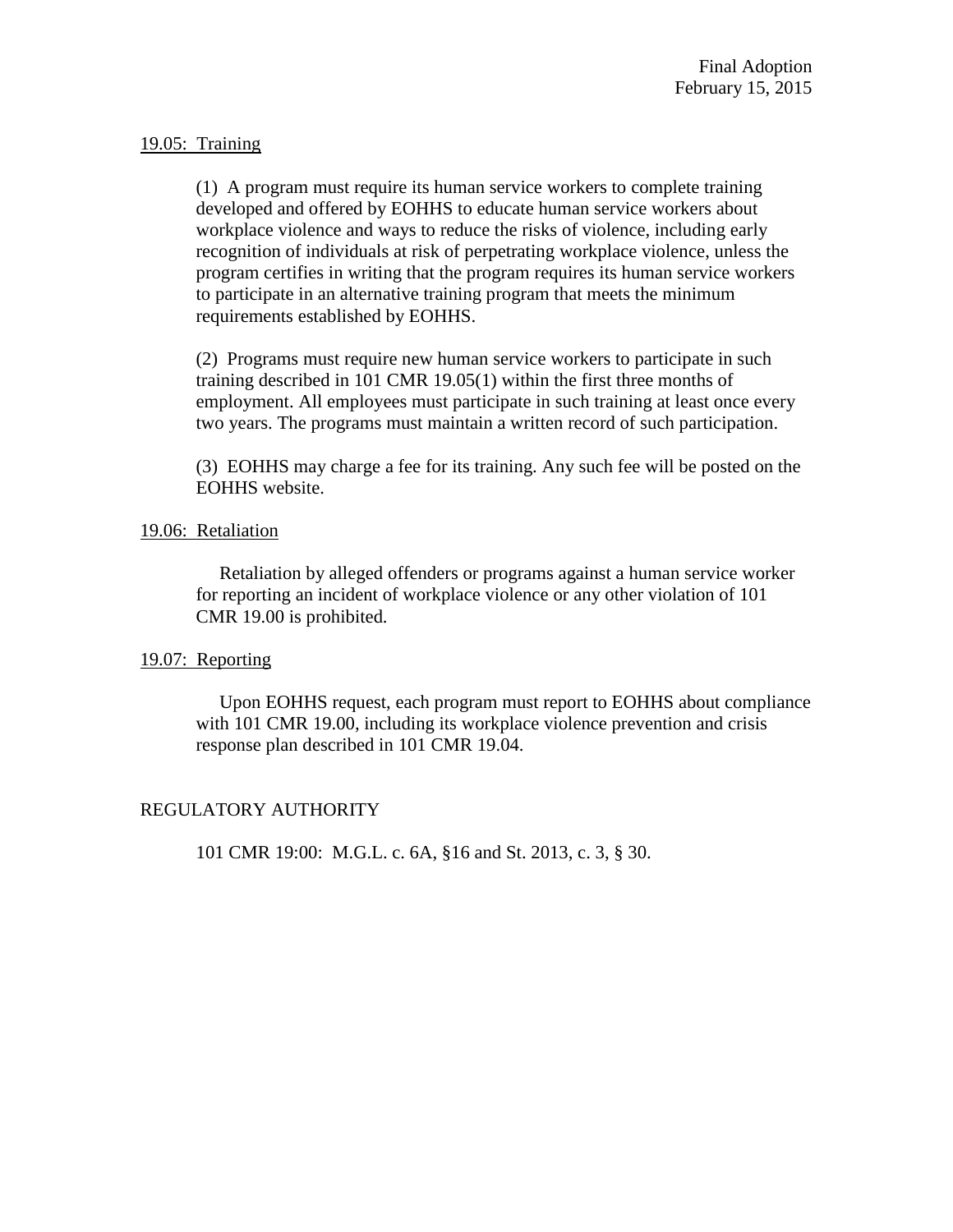Final Adoption
February 15, 2015

## 19.05:  Training

(1)  A program must require its human service workers to complete training developed and offered by EOHHS to educate human service workers about workplace violence and ways to reduce the risks of violence, including early recognition of individuals at risk of perpetrating workplace violence, unless the program certifies in writing that the program requires its human service workers to participate in an alternative training program that meets the minimum requirements established by EOHHS.

(2)  Programs must require new human service workers to participate in such training described in 101 CMR 19.05(1) within the first three months of employment. All employees must participate in such training at least once every two years. The programs must maintain a written record of such participation.

(3)  EOHHS may charge a fee for its training. Any such fee will be posted on the EOHHS website.

## 19.06:  Retaliation

Retaliation by alleged offenders or programs against a human service worker for reporting an incident of workplace violence or any other violation of 101 CMR 19.00 is prohibited.

## 19.07:  Reporting

Upon EOHHS request, each program must report to EOHHS about compliance with 101 CMR 19.00, including its workplace violence prevention and crisis response plan described in 101 CMR 19.04.

## REGULATORY AUTHORITY

101 CMR 19:00:  M.G.L. c. 6A, §16 and St. 2013, c. 3, § 30.